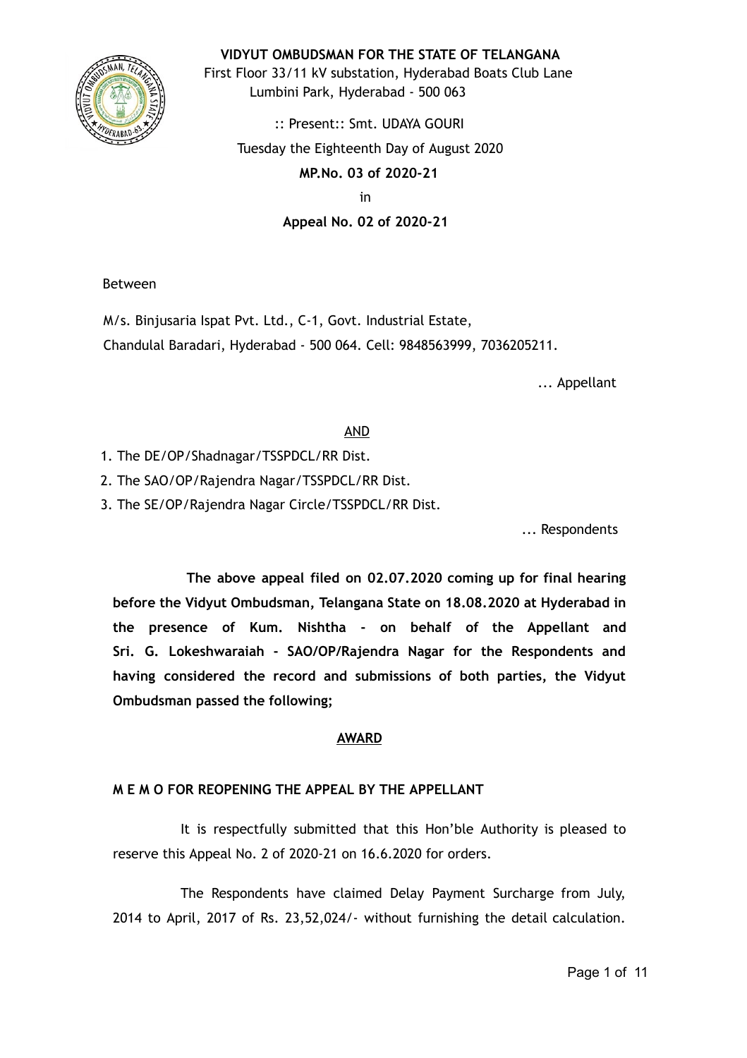**VIDYUT OMBUDSMAN FOR THE STATE OF TELANGANA**

First Floor 33/11 kV substation, Hyderabad Boats Club Lane
Lumbini Park, Hyderabad - 500 063

:: Present:: Smt. UDAYA GOURI

Tuesday the Eighteenth Day of August 2020

**MP.No. 03 of 2020-21**

in

**Appeal No. 02 of 2020-21**

Between

M/s. Binjusaria Ispat Pvt. Ltd., C-1, Govt. Industrial Estate,
Chandulal Baradari, Hyderabad - 500 064. Cell: 9848563999, 7036205211.

... Appellant

AND

1. The DE/OP/Shadnagar/TSSPDCL/RR Dist.
2. The SAO/OP/Rajendra Nagar/TSSPDCL/RR Dist.
3. The SE/OP/Rajendra Nagar Circle/TSSPDCL/RR Dist.

... Respondents

**The above appeal filed on 02.07.2020 coming up for final hearing before the Vidyut Ombudsman, Telangana State on 18.08.2020 at Hyderabad in the presence of Kum. Nishtha - on behalf of the Appellant and Sri. G. Lokeshwaraiah - SAO/OP/Rajendra Nagar for the Respondents and having considered the record and submissions of both parties, the Vidyut Ombudsman passed the following;**

**AWARD**

**M E M O FOR REOPENING THE APPEAL BY THE APPELLANT**

It is respectfully submitted that this Hon'ble Authority is pleased to reserve this Appeal No. 2 of 2020-21 on 16.6.2020 for orders.

The Respondents have claimed Delay Payment Surcharge from July, 2014 to April, 2017 of Rs. 23,52,024/- without furnishing the detail calculation.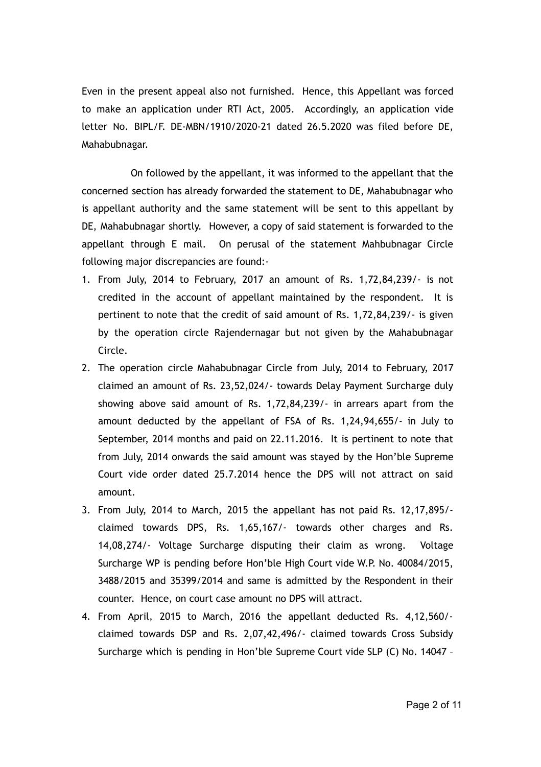Even in the present appeal also not furnished. Hence, this Appellant was forced to make an application under RTI Act, 2005. Accordingly, an application vide letter No. BIPL/F. DE-MBN/1910/2020-21 dated 26.5.2020 was filed before DE, Mahabubnagar.

On followed by the appellant, it was informed to the appellant that the concerned section has already forwarded the statement to DE, Mahabubnagar who is appellant authority and the same statement will be sent to this appellant by DE, Mahabubnagar shortly. However, a copy of said statement is forwarded to the appellant through E mail. On perusal of the statement Mahbubnagar Circle following major discrepancies are found:-

1. From July, 2014 to February, 2017 an amount of Rs. 1,72,84,239/- is not credited in the account of appellant maintained by the respondent. It is pertinent to note that the credit of said amount of Rs. 1,72,84,239/- is given by the operation circle Rajendernagar but not given by the Mahabubnagar Circle.
2. The operation circle Mahabubnagar Circle from July, 2014 to February, 2017 claimed an amount of Rs. 23,52,024/- towards Delay Payment Surcharge duly showing above said amount of Rs. 1,72,84,239/- in arrears apart from the amount deducted by the appellant of FSA of Rs. 1,24,94,655/- in July to September, 2014 months and paid on 22.11.2016. It is pertinent to note that from July, 2014 onwards the said amount was stayed by the Hon'ble Supreme Court vide order dated 25.7.2014 hence the DPS will not attract on said amount.
3. From July, 2014 to March, 2015 the appellant has not paid Rs. 12,17,895/- claimed towards DPS, Rs. 1,65,167/- towards other charges and Rs. 14,08,274/- Voltage Surcharge disputing their claim as wrong. Voltage Surcharge WP is pending before Hon'ble High Court vide W.P. No. 40084/2015, 3488/2015 and 35399/2014 and same is admitted by the Respondent in their counter. Hence, on court case amount no DPS will attract.
4. From April, 2015 to March, 2016 the appellant deducted Rs. 4,12,560/- claimed towards DSP and Rs. 2,07,42,496/- claimed towards Cross Subsidy Surcharge which is pending in Hon'ble Supreme Court vide SLP (C) No. 14047 –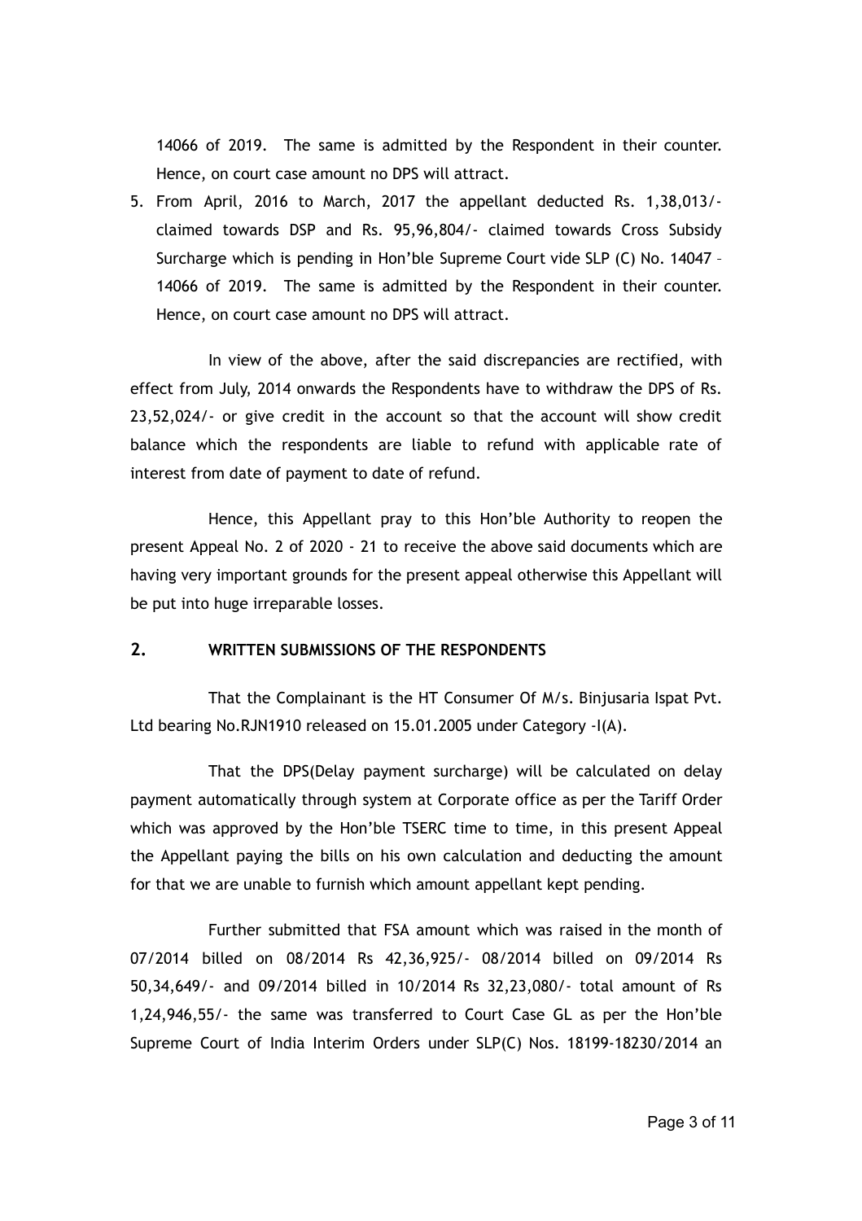14066 of 2019. The same is admitted by the Respondent in their counter. Hence, on court case amount no DPS will attract.

5. From April, 2016 to March, 2017 the appellant deducted Rs. 1,38,013/- claimed towards DSP and Rs. 95,96,804/- claimed towards Cross Subsidy Surcharge which is pending in Hon'ble Supreme Court vide SLP (C) No. 14047 – 14066 of 2019. The same is admitted by the Respondent in their counter. Hence, on court case amount no DPS will attract.

In view of the above, after the said discrepancies are rectified, with effect from July, 2014 onwards the Respondents have to withdraw the DPS of Rs. 23,52,024/- or give credit in the account so that the account will show credit balance which the respondents are liable to refund with applicable rate of interest from date of payment to date of refund.

Hence, this Appellant pray to this Hon'ble Authority to reopen the present Appeal No. 2 of 2020 - 21 to receive the above said documents which are having very important grounds for the present appeal otherwise this Appellant will be put into huge irreparable losses.

## 2. WRITTEN SUBMISSIONS OF THE RESPONDENTS

That the Complainant is the HT Consumer Of M/s. Binjusaria Ispat Pvt. Ltd bearing No.RJN1910 released on 15.01.2005 under Category -I(A).

That the DPS(Delay payment surcharge) will be calculated on delay payment automatically through system at Corporate office as per the Tariff Order which was approved by the Hon'ble TSERC time to time, in this present Appeal the Appellant paying the bills on his own calculation and deducting the amount for that we are unable to furnish which amount appellant kept pending.

Further submitted that FSA amount which was raised in the month of 07/2014 billed on 08/2014 Rs 42,36,925/- 08/2014 billed on 09/2014 Rs 50,34,649/- and 09/2014 billed in 10/2014 Rs 32,23,080/- total amount of Rs 1,24,946,55/- the same was transferred to Court Case GL as per the Hon'ble Supreme Court of India Interim Orders under SLP(C) Nos. 18199-18230/2014 an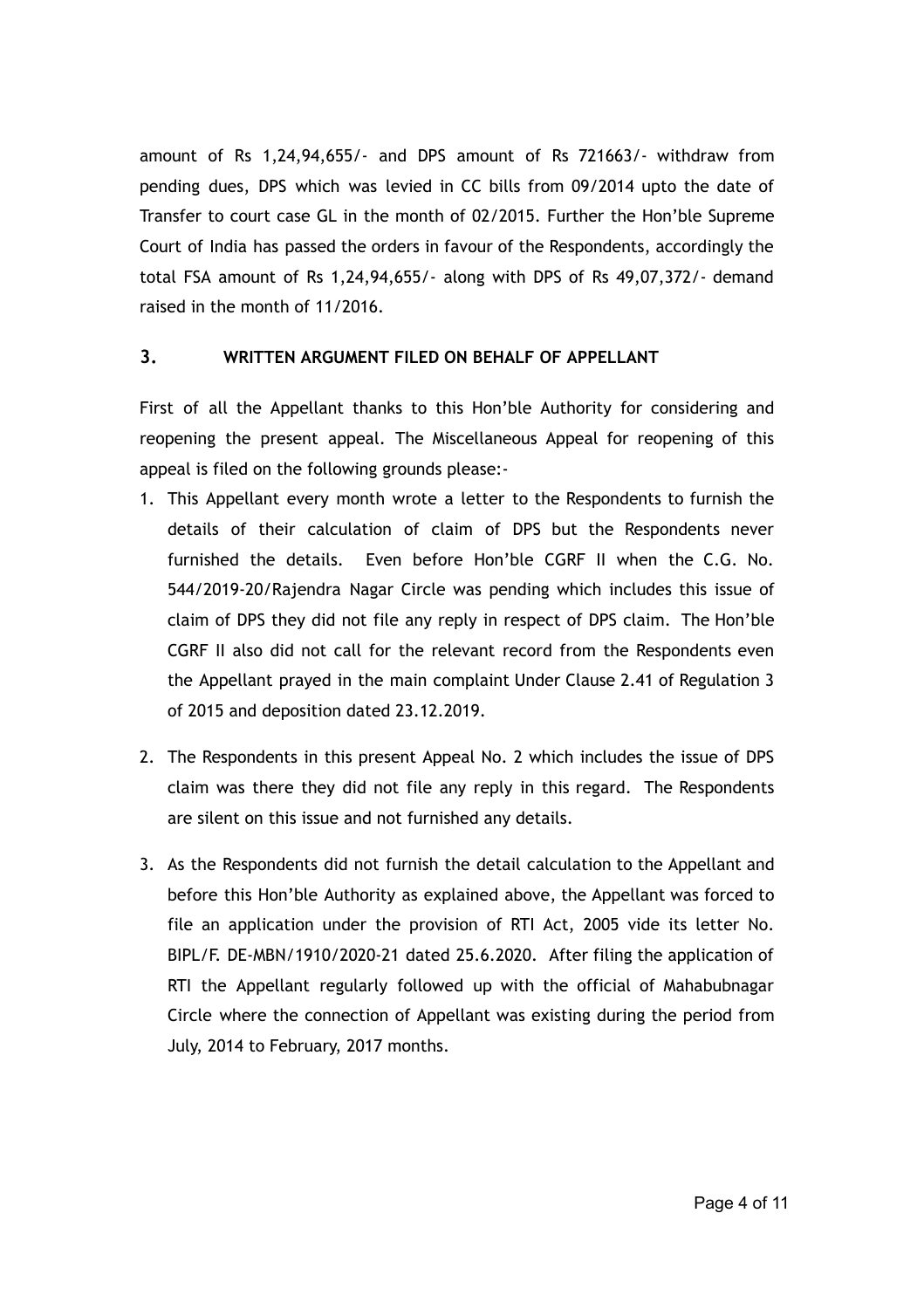amount of Rs 1,24,94,655/- and DPS amount of Rs 721663/- withdraw from pending dues, DPS which was levied in CC bills from 09/2014 upto the date of Transfer to court case GL in the month of 02/2015. Further the Hon'ble Supreme Court of India has passed the orders in favour of the Respondents, accordingly the total FSA amount of Rs 1,24,94,655/- along with DPS of Rs 49,07,372/- demand raised in the month of 11/2016.

## 3. WRITTEN ARGUMENT FILED ON BEHALF OF APPELLANT

First of all the Appellant thanks to this Hon'ble Authority for considering and reopening the present appeal. The Miscellaneous Appeal for reopening of this appeal is filed on the following grounds please:-

1. This Appellant every month wrote a letter to the Respondents to furnish the details of their calculation of claim of DPS but the Respondents never furnished the details. Even before Hon'ble CGRF II when the C.G. No. 544/2019-20/Rajendra Nagar Circle was pending which includes this issue of claim of DPS they did not file any reply in respect of DPS claim. The Hon'ble CGRF II also did not call for the relevant record from the Respondents even the Appellant prayed in the main complaint Under Clause 2.41 of Regulation 3 of 2015 and deposition dated 23.12.2019.

2. The Respondents in this present Appeal No. 2 which includes the issue of DPS claim was there they did not file any reply in this regard. The Respondents are silent on this issue and not furnished any details.

3. As the Respondents did not furnish the detail calculation to the Appellant and before this Hon'ble Authority as explained above, the Appellant was forced to file an application under the provision of RTI Act, 2005 vide its letter No. BIPL/F. DE-MBN/1910/2020-21 dated 25.6.2020. After filing the application of RTI the Appellant regularly followed up with the official of Mahabubnagar Circle where the connection of Appellant was existing during the period from July, 2014 to February, 2017 months.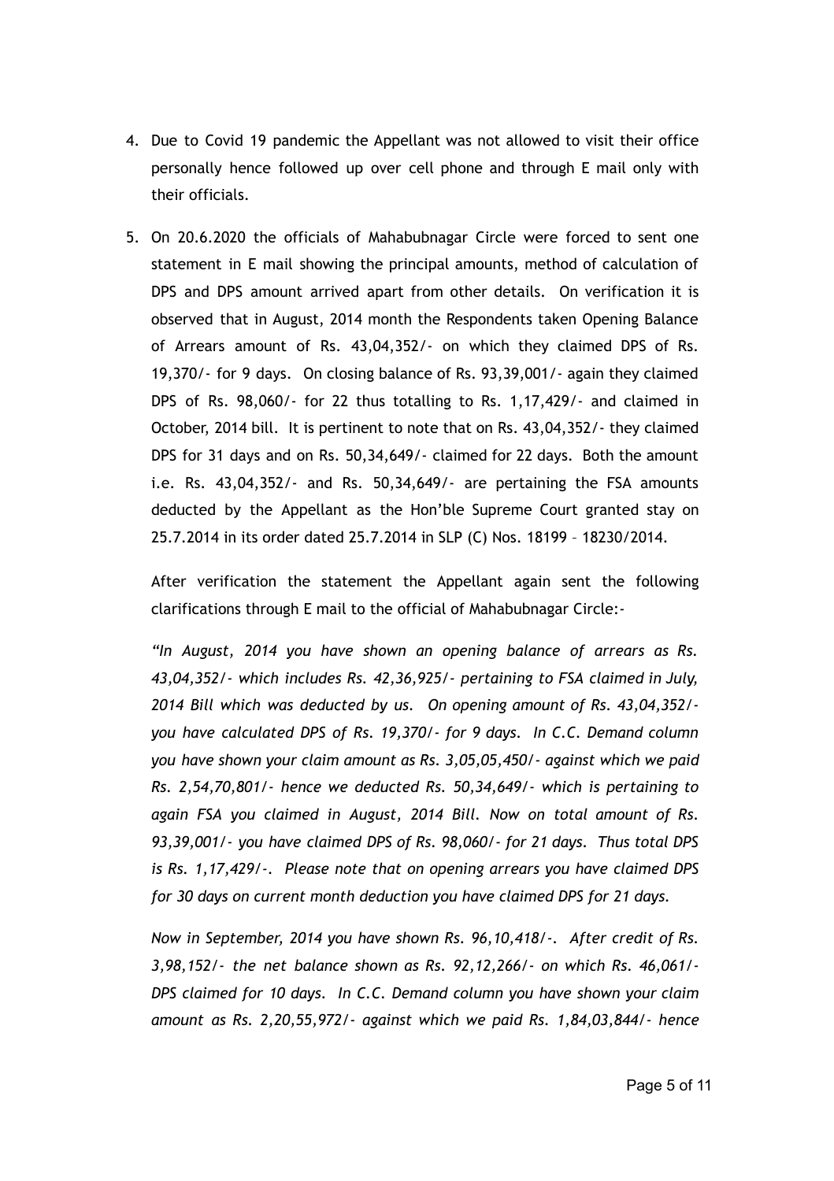4. Due to Covid 19 pandemic the Appellant was not allowed to visit their office personally hence followed up over cell phone and through E mail only with their officials.

5. On 20.6.2020 the officials of Mahabubnagar Circle were forced to sent one statement in E mail showing the principal amounts, method of calculation of DPS and DPS amount arrived apart from other details. On verification it is observed that in August, 2014 month the Respondents taken Opening Balance of Arrears amount of Rs. 43,04,352/- on which they claimed DPS of Rs. 19,370/- for 9 days. On closing balance of Rs. 93,39,001/- again they claimed DPS of Rs. 98,060/- for 22 thus totalling to Rs. 1,17,429/- and claimed in October, 2014 bill. It is pertinent to note that on Rs. 43,04,352/- they claimed DPS for 31 days and on Rs. 50,34,649/- claimed for 22 days. Both the amount i.e. Rs. 43,04,352/- and Rs. 50,34,649/- are pertaining the FSA amounts deducted by the Appellant as the Hon'ble Supreme Court granted stay on 25.7.2014 in its order dated 25.7.2014 in SLP (C) Nos. 18199 – 18230/2014.

   After verification the statement the Appellant again sent the following clarifications through E mail to the official of Mahabubnagar Circle:-

   *"In August, 2014 you have shown an opening balance of arrears as Rs. 43,04,352/- which includes Rs. 42,36,925/- pertaining to FSA claimed in July, 2014 Bill which was deducted by us. On opening amount of Rs. 43,04,352/- you have calculated DPS of Rs. 19,370/- for 9 days. In C.C. Demand column you have shown your claim amount as Rs. 3,05,05,450/- against which we paid Rs. 2,54,70,801/- hence we deducted Rs. 50,34,649/- which is pertaining to again FSA you claimed in August, 2014 Bill. Now on total amount of Rs. 93,39,001/- you have claimed DPS of Rs. 98,060/- for 21 days. Thus total DPS is Rs. 1,17,429/-. Please note that on opening arrears you have claimed DPS for 30 days on current month deduction you have claimed DPS for 21 days.*

   *Now in September, 2014 you have shown Rs. 96,10,418/-. After credit of Rs. 3,98,152/- the net balance shown as Rs. 92,12,266/- on which Rs. 46,061/- DPS claimed for 10 days. In C.C. Demand column you have shown your claim amount as Rs. 2,20,55,972/- against which we paid Rs. 1,84,03,844/- hence*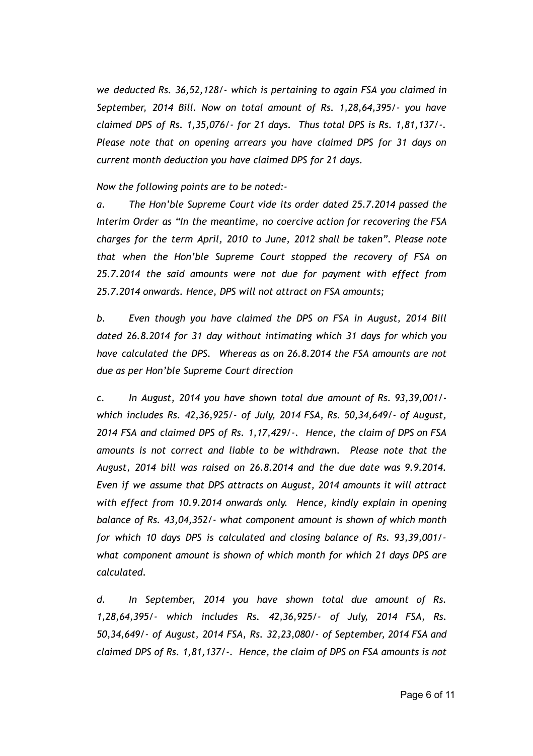*we deducted Rs. 36,52,128/- which is pertaining to again FSA you claimed in September, 2014 Bill. Now on total amount of Rs. 1,28,64,395/- you have claimed DPS of Rs. 1,35,076/- for 21 days. Thus total DPS is Rs. 1,81,137/-. Please note that on opening arrears you have claimed DPS for 31 days on current month deduction you have claimed DPS for 21 days.*

*Now the following points are to be noted:-*

*a. The Hon'ble Supreme Court vide its order dated 25.7.2014 passed the Interim Order as "In the meantime, no coercive action for recovering the FSA charges for the term April, 2010 to June, 2012 shall be taken". Please note that when the Hon'ble Supreme Court stopped the recovery of FSA on 25.7.2014 the said amounts were not due for payment with effect from 25.7.2014 onwards. Hence, DPS will not attract on FSA amounts;*

*b. Even though you have claimed the DPS on FSA in August, 2014 Bill dated 26.8.2014 for 31 day without intimating which 31 days for which you have calculated the DPS. Whereas as on 26.8.2014 the FSA amounts are not due as per Hon'ble Supreme Court direction*

*c. In August, 2014 you have shown total due amount of Rs. 93,39,001/- which includes Rs. 42,36,925/- of July, 2014 FSA, Rs. 50,34,649/- of August, 2014 FSA and claimed DPS of Rs. 1,17,429/-. Hence, the claim of DPS on FSA amounts is not correct and liable to be withdrawn. Please note that the August, 2014 bill was raised on 26.8.2014 and the due date was 9.9.2014. Even if we assume that DPS attracts on August, 2014 amounts it will attract with effect from 10.9.2014 onwards only. Hence, kindly explain in opening balance of Rs. 43,04,352/- what component amount is shown of which month for which 10 days DPS is calculated and closing balance of Rs. 93,39,001/- what component amount is shown of which month for which 21 days DPS are calculated.*

*d. In September, 2014 you have shown total due amount of Rs. 1,28,64,395/- which includes Rs. 42,36,925/- of July, 2014 FSA, Rs. 50,34,649/- of August, 2014 FSA, Rs. 32,23,080/- of September, 2014 FSA and claimed DPS of Rs. 1,81,137/-. Hence, the claim of DPS on FSA amounts is not*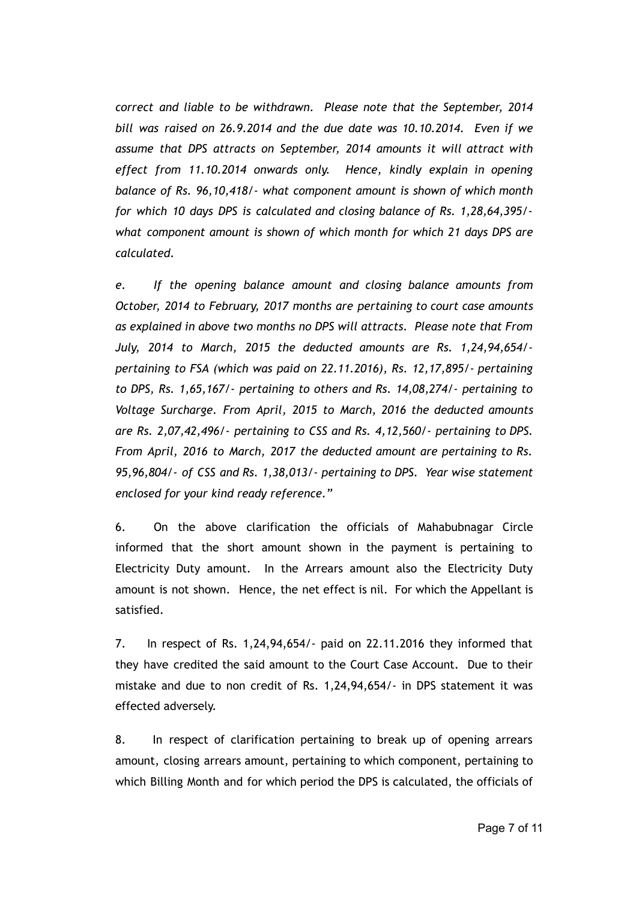*correct and liable to be withdrawn. Please note that the September, 2014 bill was raised on 26.9.2014 and the due date was 10.10.2014. Even if we assume that DPS attracts on September, 2014 amounts it will attract with effect from 11.10.2014 onwards only. Hence, kindly explain in opening balance of Rs. 96,10,418/- what component amount is shown of which month for which 10 days DPS is calculated and closing balance of Rs. 1,28,64,395/- what component amount is shown of which month for which 21 days DPS are calculated.*

*e. If the opening balance amount and closing balance amounts from October, 2014 to February, 2017 months are pertaining to court case amounts as explained in above two months no DPS will attracts. Please note that From July, 2014 to March, 2015 the deducted amounts are Rs. 1,24,94,654/- pertaining to FSA (which was paid on 22.11.2016), Rs. 12,17,895/- pertaining to DPS, Rs. 1,65,167/- pertaining to others and Rs. 14,08,274/- pertaining to Voltage Surcharge. From April, 2015 to March, 2016 the deducted amounts are Rs. 2,07,42,496/- pertaining to CSS and Rs. 4,12,560/- pertaining to DPS. From April, 2016 to March, 2017 the deducted amount are pertaining to Rs. 95,96,804/- of CSS and Rs. 1,38,013/- pertaining to DPS. Year wise statement enclosed for your kind ready reference."*

6. On the above clarification the officials of Mahabubnagar Circle informed that the short amount shown in the payment is pertaining to Electricity Duty amount. In the Arrears amount also the Electricity Duty amount is not shown. Hence, the net effect is nil. For which the Appellant is satisfied.

7. In respect of Rs. 1,24,94,654/- paid on 22.11.2016 they informed that they have credited the said amount to the Court Case Account. Due to their mistake and due to non credit of Rs. 1,24,94,654/- in DPS statement it was effected adversely.

8. In respect of clarification pertaining to break up of opening arrears amount, closing arrears amount, pertaining to which component, pertaining to which Billing Month and for which period the DPS is calculated, the officials of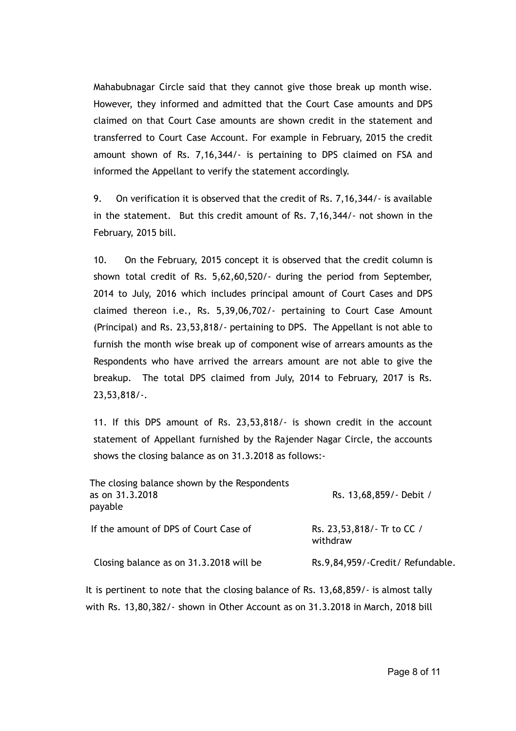Mahabubnagar Circle said that they cannot give those break up month wise. However, they informed and admitted that the Court Case amounts and DPS claimed on that Court Case amounts are shown credit in the statement and transferred to Court Case Account. For example in February, 2015 the credit amount shown of Rs. 7,16,344/- is pertaining to DPS claimed on FSA and informed the Appellant to verify the statement accordingly.

9. On verification it is observed that the credit of Rs. 7,16,344/- is available in the statement. But this credit amount of Rs. 7,16,344/- not shown in the February, 2015 bill.

10. On the February, 2015 concept it is observed that the credit column is shown total credit of Rs. 5,62,60,520/- during the period from September, 2014 to July, 2016 which includes principal amount of Court Cases and DPS claimed thereon i.e., Rs. 5,39,06,702/- pertaining to Court Case Amount (Principal) and Rs. 23,53,818/- pertaining to DPS. The Appellant is not able to furnish the month wise break up of component wise of arrears amounts as the Respondents who have arrived the arrears amount are not able to give the breakup. The total DPS claimed from July, 2014 to February, 2017 is Rs. 23,53,818/-.

11. If this DPS amount of Rs. 23,53,818/- is shown credit in the account statement of Appellant furnished by the Rajender Nagar Circle, the accounts shows the closing balance as on 31.3.2018 as follows:-

| | |
|---|---|
| The closing balance shown by the Respondents as on 31.3.2018 payable | Rs. 13,68,859/- Debit / |
| If the amount of DPS of Court Case of | Rs. 23,53,818/- Tr to CC / withdraw |
| Closing balance as on 31.3.2018 will be | Rs.9,84,959/-Credit/ Refundable. |

It is pertinent to note that the closing balance of Rs. 13,68,859/- is almost tally with Rs. 13,80,382/- shown in Other Account as on 31.3.2018 in March, 2018 bill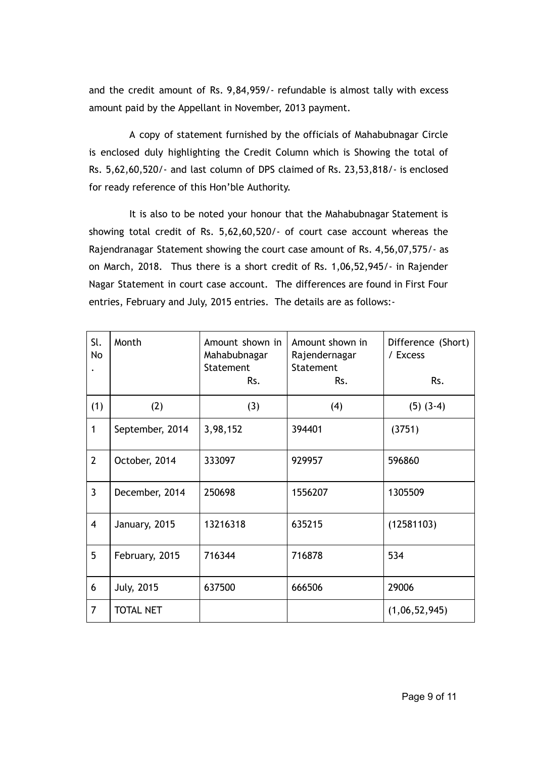and the credit amount of Rs. 9,84,959/- refundable is almost tally with excess amount paid by the Appellant in November, 2013 payment.

A copy of statement furnished by the officials of Mahabubnagar Circle is enclosed duly highlighting the Credit Column which is Showing the total of Rs. 5,62,60,520/- and last column of DPS claimed of Rs. 23,53,818/- is enclosed for ready reference of this Hon'ble Authority.

It is also to be noted your honour that the Mahabubnagar Statement is showing total credit of Rs. 5,62,60,520/- of court case account whereas the Rajendranagar Statement showing the court case amount of Rs. 4,56,07,575/- as on March, 2018. Thus there is a short credit of Rs. 1,06,52,945/- in Rajender Nagar Statement in court case account. The differences are found in First Four entries, February and July, 2015 entries. The details are as follows:-

| Sl. No. | Month | Amount shown in Mahabubnagar Statement Rs. | Amount shown in Rajendernagar Statement Rs. | Difference (Short) / Excess Rs. |
|---|---|---|---|---|
| (1) | (2) | (3) | (4) | (5) (3-4) |
| 1 | September, 2014 | 3,98,152 | 394401 | (3751) |
| 2 | October, 2014 | 333097 | 929957 | 596860 |
| 3 | December, 2014 | 250698 | 1556207 | 1305509 |
| 4 | January, 2015 | 13216318 | 635215 | (12581103) |
| 5 | February, 2015 | 716344 | 716878 | 534 |
| 6 | July, 2015 | 637500 | 666506 | 29006 |
| 7 | TOTAL NET | | | (1,06,52,945) |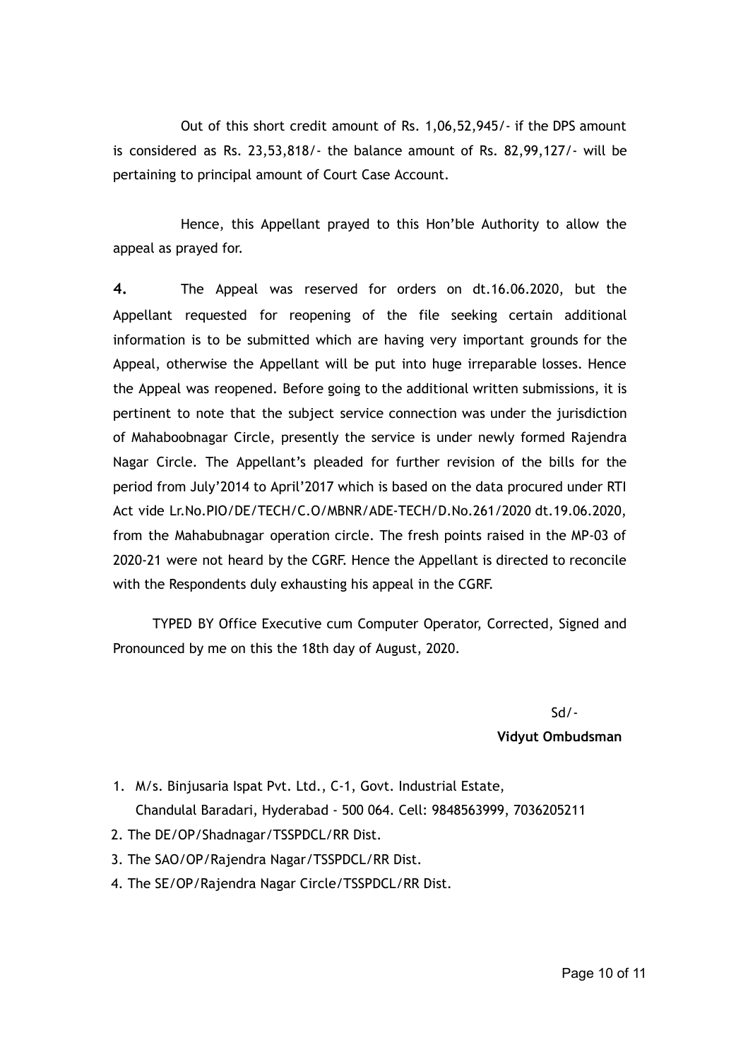Out of this short credit amount of Rs. 1,06,52,945/- if the DPS amount is considered as Rs. 23,53,818/- the balance amount of Rs. 82,99,127/- will be pertaining to principal amount of Court Case Account.

Hence, this Appellant prayed to this Hon'ble Authority to allow the appeal as prayed for.

**4.** The Appeal was reserved for orders on dt.16.06.2020, but the Appellant requested for reopening of the file seeking certain additional information is to be submitted which are having very important grounds for the Appeal, otherwise the Appellant will be put into huge irreparable losses. Hence the Appeal was reopened. Before going to the additional written submissions, it is pertinent to note that the subject service connection was under the jurisdiction of Mahaboobnagar Circle, presently the service is under newly formed Rajendra Nagar Circle. The Appellant's pleaded for further revision of the bills for the period from July'2014 to April'2017 which is based on the data procured under RTI Act vide Lr.No.PIO/DE/TECH/C.O/MBNR/ADE-TECH/D.No.261/2020 dt.19.06.2020, from the Mahabubnagar operation circle. The fresh points raised in the MP-03 of 2020-21 were not heard by the CGRF. Hence the Appellant is directed to reconcile with the Respondents duly exhausting his appeal in the CGRF.

TYPED BY Office Executive cum Computer Operator, Corrected, Signed and Pronounced by me on this the 18th day of August, 2020.

Sd/-

**Vidyut Ombudsman**

1. M/s. Binjusaria Ispat Pvt. Ltd., C-1, Govt. Industrial Estate, Chandulal Baradari, Hyderabad - 500 064. Cell: 9848563999, 7036205211
2. The DE/OP/Shadnagar/TSSPDCL/RR Dist.
3. The SAO/OP/Rajendra Nagar/TSSPDCL/RR Dist.
4. The SE/OP/Rajendra Nagar Circle/TSSPDCL/RR Dist.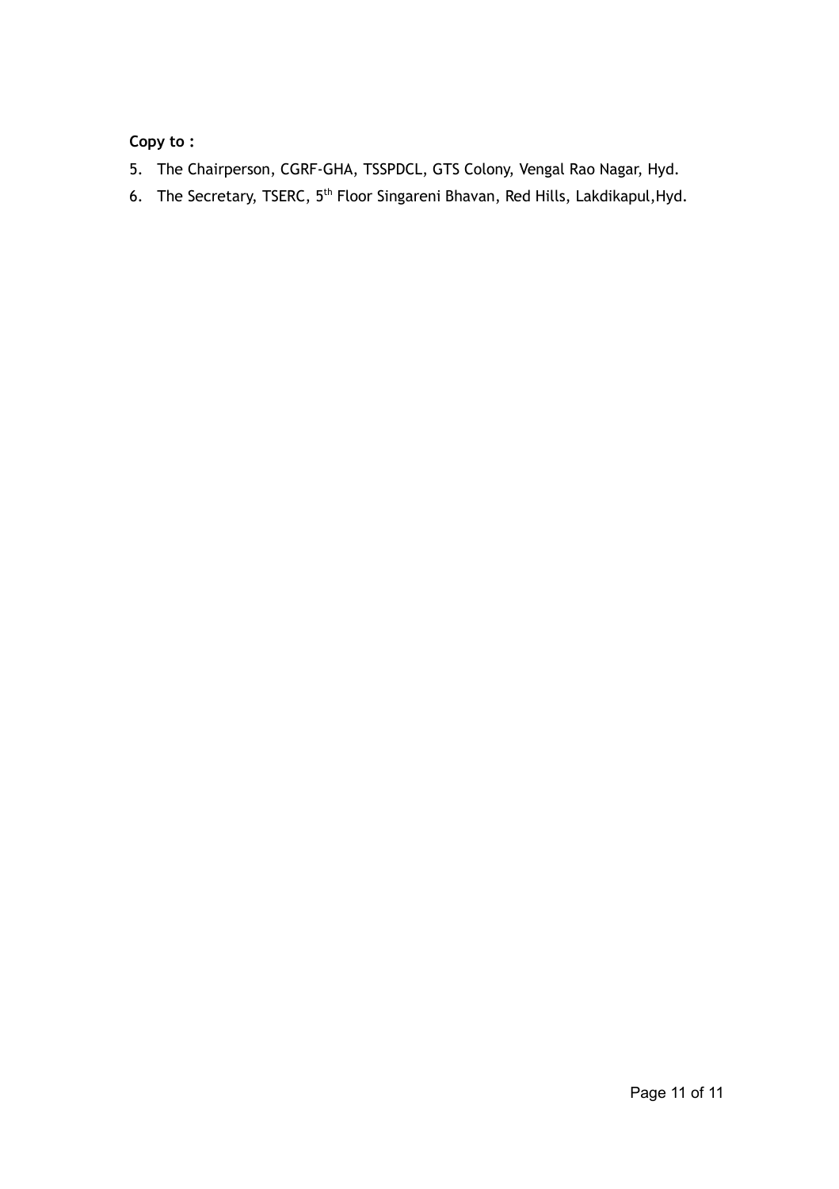**Copy to :**

5. The Chairperson, CGRF-GHA, TSSPDCL, GTS Colony, Vengal Rao Nagar, Hyd.
6. The Secretary, TSERC, 5th Floor Singareni Bhavan, Red Hills, Lakdikapul,Hyd.